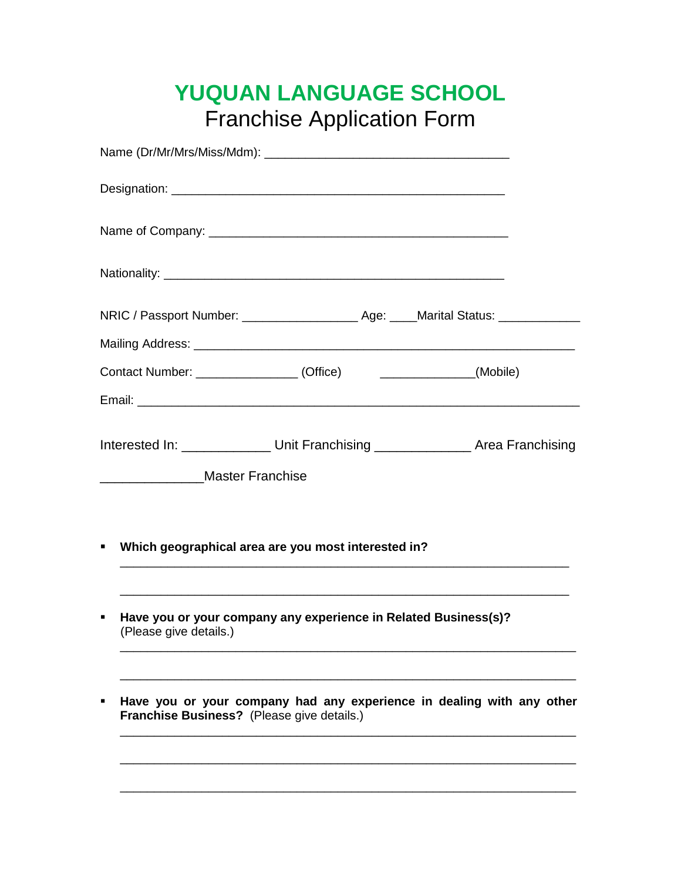# YUQUAN LANGUAGE SCHOOL

## Franchise Application Form

Name (Dr/Mr/Mrs/Miss/Mdm): ___________________________________

Designation: ________________________________________________

Name of Company: ___________________________________________

Nationality: _________________________________________________

NRIC / Passport Number: ________________ Age: ____Marital Status: ___________

Mailing Address: _______________________________________________________

Contact Number: ______________ (Office)      _____________(Mobile)

Email: __________________________________________________________________

Interested In: ____________ Unit Franchising _____________ Area Franchising

______________Master Franchise

- **Which geographical area are you most interested in?**

  _______________________________________________________________

  _______________________________________________________________

- **Have you or your company any experience in Related Business(s)?** (Please give details.)

  _______________________________________________________________

  _______________________________________________________________

- **Have you or your company had any experience in dealing with any other Franchise Business?** (Please give details.)

  _______________________________________________________________

  _______________________________________________________________

  _______________________________________________________________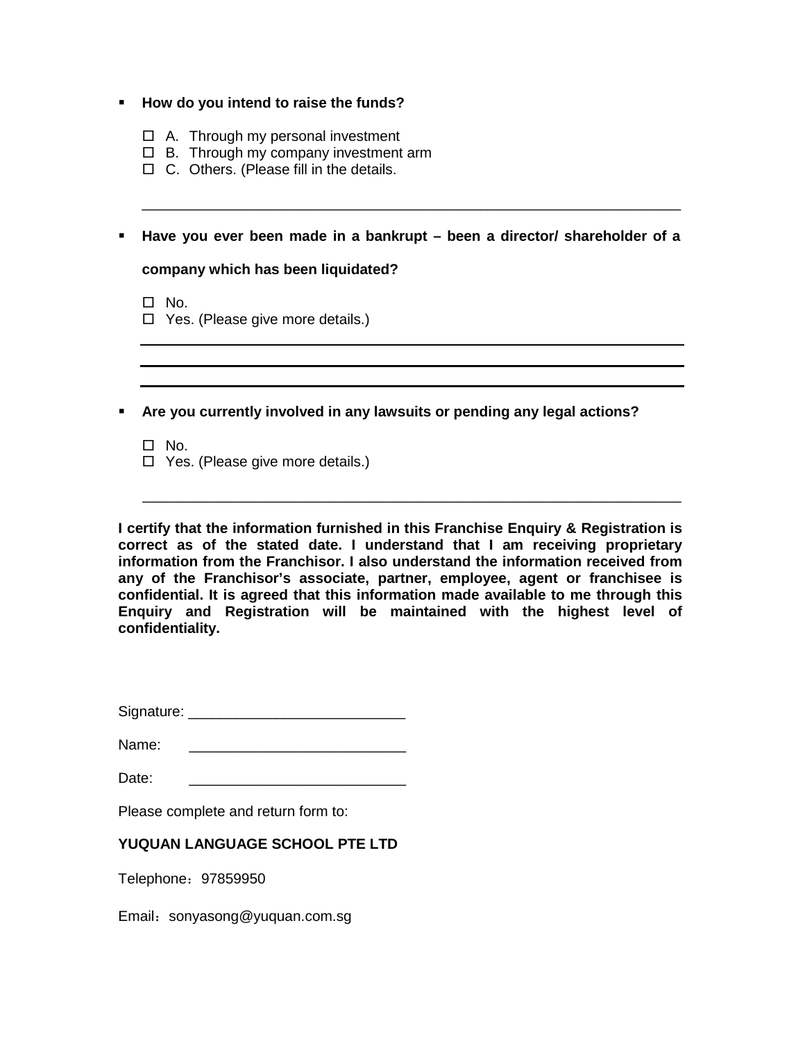- **How do you intend to raise the funds?**

  ☐ A. Through my personal investment
  ☐ B. Through my company investment arm
  ☐ C. Others. (Please fill in the details.

  ___________________________________________________________________

- **Have you ever been made in a bankrupt – been a director/ shareholder of a company which has been liquidated?**

  ☐ No.
  ☐ Yes. (Please give more details.)

  ___________________________________________________________________

  ___________________________________________________________________

  ___________________________________________________________________

- **Are you currently involved in any lawsuits or pending any legal actions?**

  ☐ No.
  ☐ Yes. (Please give more details.)

  ___________________________________________________________________

**I certify that the information furnished in this Franchise Enquiry & Registration is correct as of the stated date. I understand that I am receiving proprietary information from the Franchisor. I also understand the information received from any of the Franchisor's associate, partner, employee, agent or franchisee is confidential. It is agreed that this information made available to me through this Enquiry and Registration will be maintained with the highest level of confidentiality.**

Signature: ___________________________

Name: ___________________________

Date: ___________________________

Please complete and return form to:

**YUQUAN LANGUAGE SCHOOL PTE LTD**

Telephone：97859950

Email：sonyasong@yuquan.com.sg